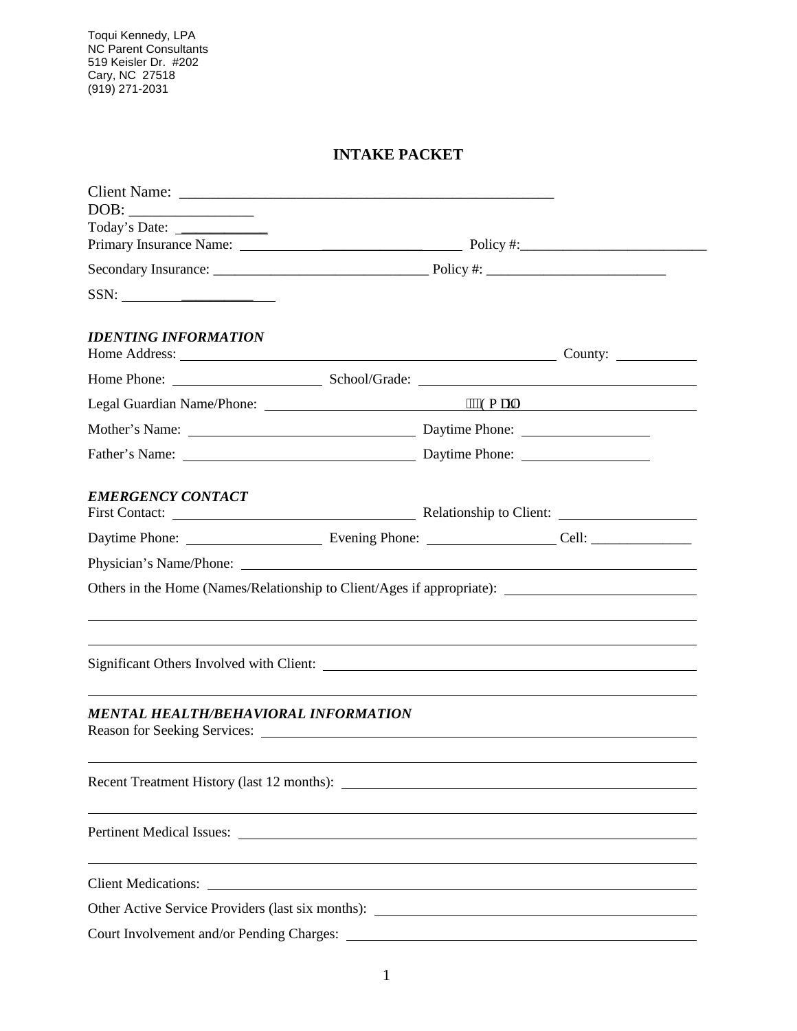Toqui Kennedy, LPA
NC Parent Consultants
519 Keisler Dr. #202
Cary, NC 27518
(919) 271-2031

# INTAKE PACKET

Client Name: ________________________________________________

DOB: ________________

Today's Date: ____________

Primary Insurance Name: ______________________________ Policy #:__________________________

Secondary Insurance: ______________________________ Policy #: _________________________

SSN: ______________________

***IDENTING INFORMATION***

Home Address: ____________________________________________________ County: ___________

Home Phone: ____________________ School/Grade: ____________________________________

Legal Guardian Name/Phone: __________________________________________________________

Mother's Name: ______________________________ Daytime Phone: _________________

Father's Name: ______________________________ Daytime Phone: _________________

***EMERGENCY CONTACT***

First Contact: _________________________________ Relationship to Client: __________________

Daytime Phone: __________________ Evening Phone: _________________ Cell: ______________

Physician's Name/Phone: _______________________________________________________________

Others in the Home (Names/Relationship to Client/Ages if appropriate): __________________________

_______________________________________________________________________________

_______________________________________________________________________________

Significant Others Involved with Client: ___________________________________________________

_______________________________________________________________________________

***MENTAL HEALTH/BEHAVIORAL INFORMATION***

Reason for Seeking Services: ____________________________________________________________

_______________________________________________________________________________

Recent Treatment History (last 12 months): ________________________________________________

_______________________________________________________________________________

Pertinent Medical Issues: ______________________________________________________________

_______________________________________________________________________________

Client Medications: __________________________________________________________________

Other Active Service Providers (last six months): ____________________________________________

Court Involvement and/or Pending Charges: ________________________________________________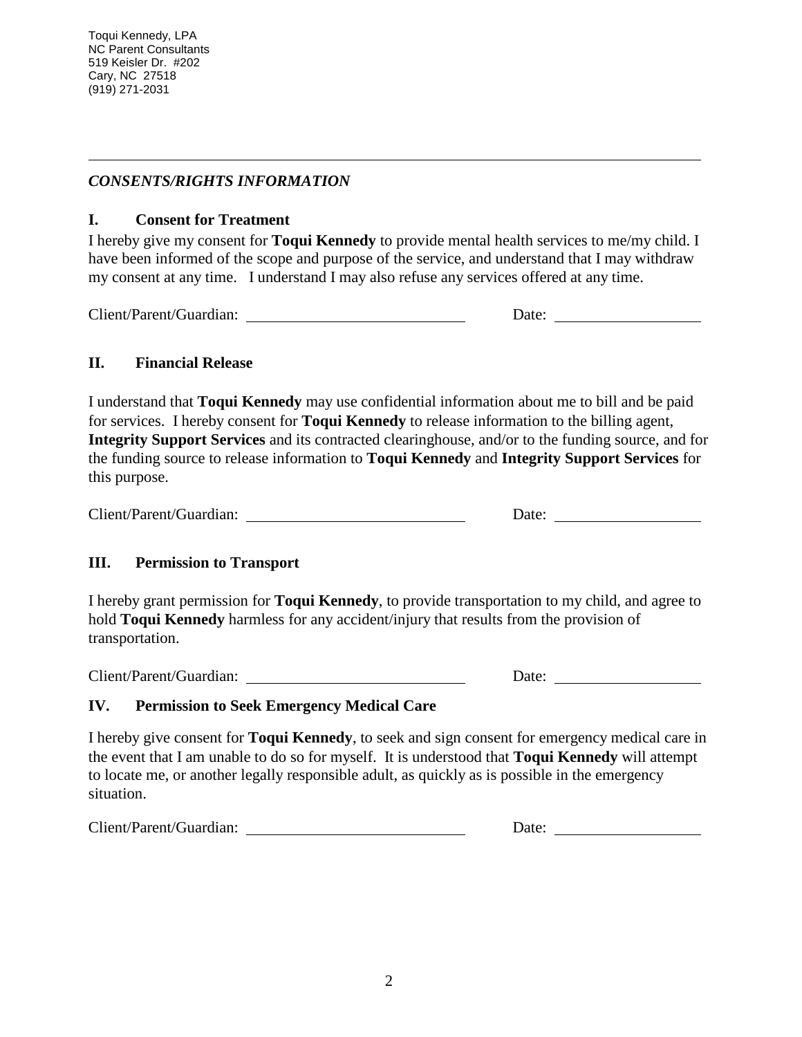Toqui Kennedy, LPA
NC Parent Consultants
519 Keisler Dr. #202
Cary, NC 27518
(919) 271-2031

---

## *CONSENTS/RIGHTS INFORMATION*

### I. Consent for Treatment

I hereby give my consent for **Toqui Kennedy** to provide mental health services to me/my child. I have been informed of the scope and purpose of the service, and understand that I may withdraw my consent at any time. I understand I may also refuse any services offered at any time.

Client/Parent/Guardian: ____________________________ Date: ____________________

### II. Financial Release

I understand that **Toqui Kennedy** may use confidential information about me to bill and be paid for services. I hereby consent for **Toqui Kennedy** to release information to the billing agent, **Integrity Support Services** and its contracted clearinghouse, and/or to the funding source, and for the funding source to release information to **Toqui Kennedy** and **Integrity Support Services** for this purpose.

Client/Parent/Guardian: ____________________________ Date: ____________________

### III. Permission to Transport

I hereby grant permission for **Toqui Kennedy**, to provide transportation to my child, and agree to hold **Toqui Kennedy** harmless for any accident/injury that results from the provision of transportation.

Client/Parent/Guardian: ____________________________ Date: ____________________

### IV. Permission to Seek Emergency Medical Care

I hereby give consent for **Toqui Kennedy**, to seek and sign consent for emergency medical care in the event that I am unable to do so for myself. It is understood that **Toqui Kennedy** will attempt to locate me, or another legally responsible adult, as quickly as is possible in the emergency situation.

Client/Parent/Guardian: ____________________________ Date: ____________________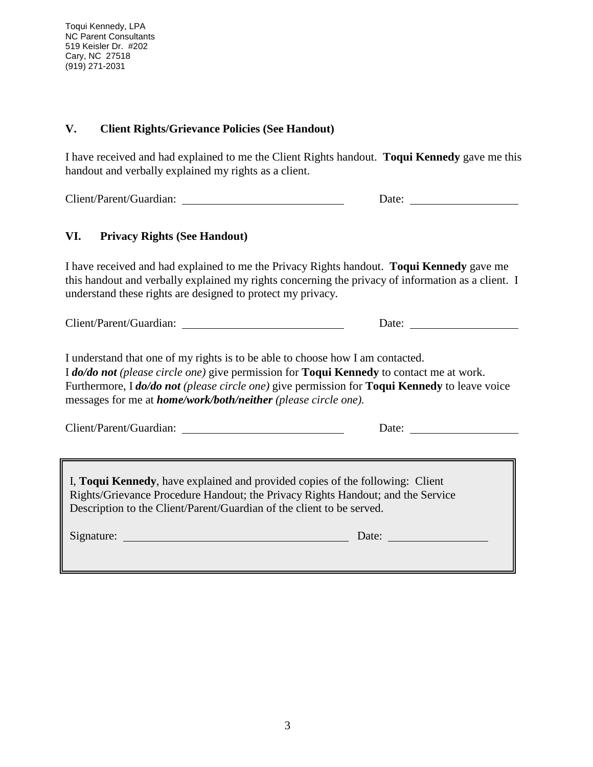Toqui Kennedy, LPA
NC Parent Consultants
519 Keisler Dr. #202
Cary, NC 27518
(919) 271-2031

## V. Client Rights/Grievance Policies (See Handout)

I have received and had explained to me the Client Rights handout. **Toqui Kennedy** gave me this handout and verbally explained my rights as a client.

Client/Parent/Guardian: ____________________________ Date: __________________

## VI. Privacy Rights (See Handout)

I have received and had explained to me the Privacy Rights handout. **Toqui Kennedy** gave me this handout and verbally explained my rights concerning the privacy of information as a client. I understand these rights are designed to protect my privacy.

Client/Parent/Guardian: ____________________________ Date: __________________

I understand that one of my rights is to be able to choose how I am contacted.
I ***do/do not*** *(please circle one)* give permission for **Toqui Kennedy** to contact me at work. Furthermore, I ***do/do not*** *(please circle one)* give permission for **Toqui Kennedy** to leave voice messages for me at ***home/work/both/neither*** *(please circle one).*

Client/Parent/Guardian: ____________________________ Date: __________________

I, **Toqui Kennedy**, have explained and provided copies of the following: Client Rights/Grievance Procedure Handout; the Privacy Rights Handout; and the Service Description to the Client/Parent/Guardian of the client to be served.

Signature: ____________________________________ Date: ________________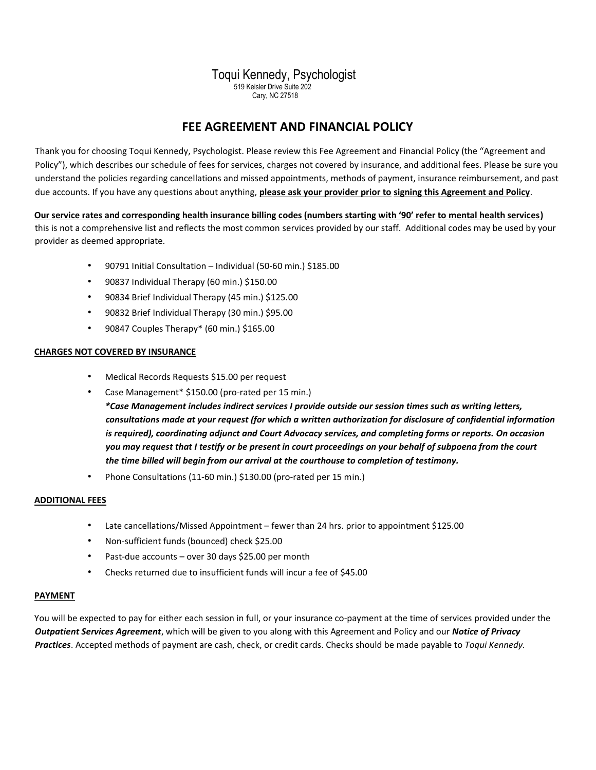Toqui Kennedy, Psychologist
519 Keisler Drive Suite 202
Cary, NC 27518

# FEE AGREEMENT AND FINANCIAL POLICY

Thank you for choosing Toqui Kennedy, Psychologist. Please review this Fee Agreement and Financial Policy (the "Agreement and Policy"), which describes our schedule of fees for services, charges not covered by insurance, and additional fees. Please be sure you understand the policies regarding cancellations and missed appointments, methods of payment, insurance reimbursement, and past due accounts. If you have any questions about anything, **please ask your provider prior to signing this Agreement and Policy**.

**Our service rates and corresponding health insurance billing codes (numbers starting with '90' refer to mental health services)** this is not a comprehensive list and reflects the most common services provided by our staff. Additional codes may be used by your provider as deemed appropriate.

- 90791 Initial Consultation – Individual (50-60 min.) $185.00
- 90837 Individual Therapy (60 min.) $150.00
- 90834 Brief Individual Therapy (45 min.) $125.00
- 90832 Brief Individual Therapy (30 min.) $95.00
- 90847 Couples Therapy* (60 min.) $165.00

**CHARGES NOT COVERED BY INSURANCE**

- Medical Records Requests $15.00 per request
- Case Management* $150.00 (pro-rated per 15 min.)
  ***Case Management includes indirect services I provide outside our session times such as writing letters, consultations made at your request (for which a written authorization for disclosure of confidential information is required), coordinating adjunct and Court Advocacy services, and completing forms or reports. On occasion you may request that I testify or be present in court proceedings on your behalf of subpoena from the court the time billed will begin from our arrival at the courthouse to completion of testimony.***
- Phone Consultations (11-60 min.) $130.00 (pro-rated per 15 min.)

**ADDITIONAL FEES**

- Late cancellations/Missed Appointment – fewer than 24 hrs. prior to appointment $125.00
- Non-sufficient funds (bounced) check $25.00
- Past-due accounts – over 30 days $25.00 per month
- Checks returned due to insufficient funds will incur a fee of $45.00

**PAYMENT**

You will be expected to pay for either each session in full, or your insurance co-payment at the time of services provided under the ***Outpatient Services Agreement***, which will be given to you along with this Agreement and Policy and our ***Notice of Privacy Practices***. Accepted methods of payment are cash, check, or credit cards. Checks should be made payable to *Toqui Kennedy.*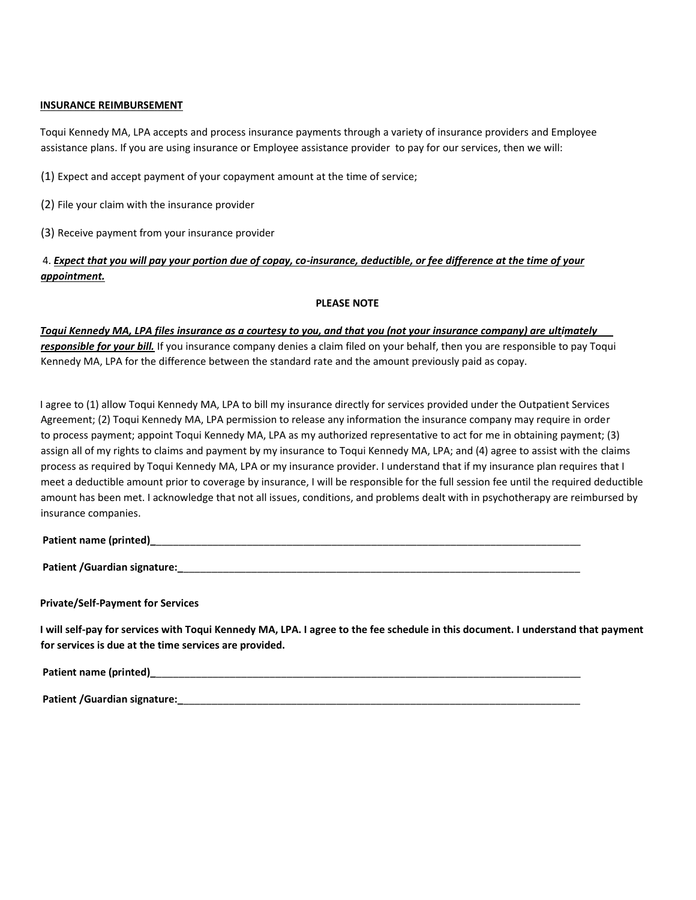**<u>INSURANCE REIMBURSEMENT</u>**

Toqui Kennedy MA, LPA accepts and process insurance payments through a variety of insurance providers and Employee assistance plans. If you are using insurance or Employee assistance provider to pay for our services, then we will:

(1) Expect and accept payment of your copayment amount at the time of service;

(2) File your claim with the insurance provider

(3) Receive payment from your insurance provider

4. ***<u>Expect that you will pay your portion due of copay, co-insurance, deductible, or fee difference at the time of your appointment.</u>***

**PLEASE NOTE**

***<u>Toqui Kennedy MA, LPA files insurance as a courtesy to you, and that you (not your insurance company) are ultimately responsible for your bill.</u>*** If you insurance company denies a claim filed on your behalf, then you are responsible to pay Toqui Kennedy MA, LPA for the difference between the standard rate and the amount previously paid as copay.

I agree to (1) allow Toqui Kennedy MA, LPA to bill my insurance directly for services provided under the Outpatient Services Agreement; (2) Toqui Kennedy MA, LPA permission to release any information the insurance company may require in order to process payment; appoint Toqui Kennedy MA, LPA as my authorized representative to act for me in obtaining payment; (3) assign all of my rights to claims and payment by my insurance to Toqui Kennedy MA, LPA; and (4) agree to assist with the claims process as required by Toqui Kennedy MA, LPA or my insurance provider. I understand that if my insurance plan requires that I meet a deductible amount prior to coverage by insurance, I will be responsible for the full session fee until the required deductible amount has been met. I acknowledge that not all issues, conditions, and problems dealt with in psychotherapy are reimbursed by insurance companies.

**Patient name (printed)**_______________________________________________________________________________

**Patient /Guardian signature:**__________________________________________________________________________

**Private/Self-Payment for Services**

**I will self-pay for services with Toqui Kennedy MA, LPA. I agree to the fee schedule in this document. I understand that payment for services is due at the time services are provided.**

**Patient name (printed)**_______________________________________________________________________________

**Patient /Guardian signature:**__________________________________________________________________________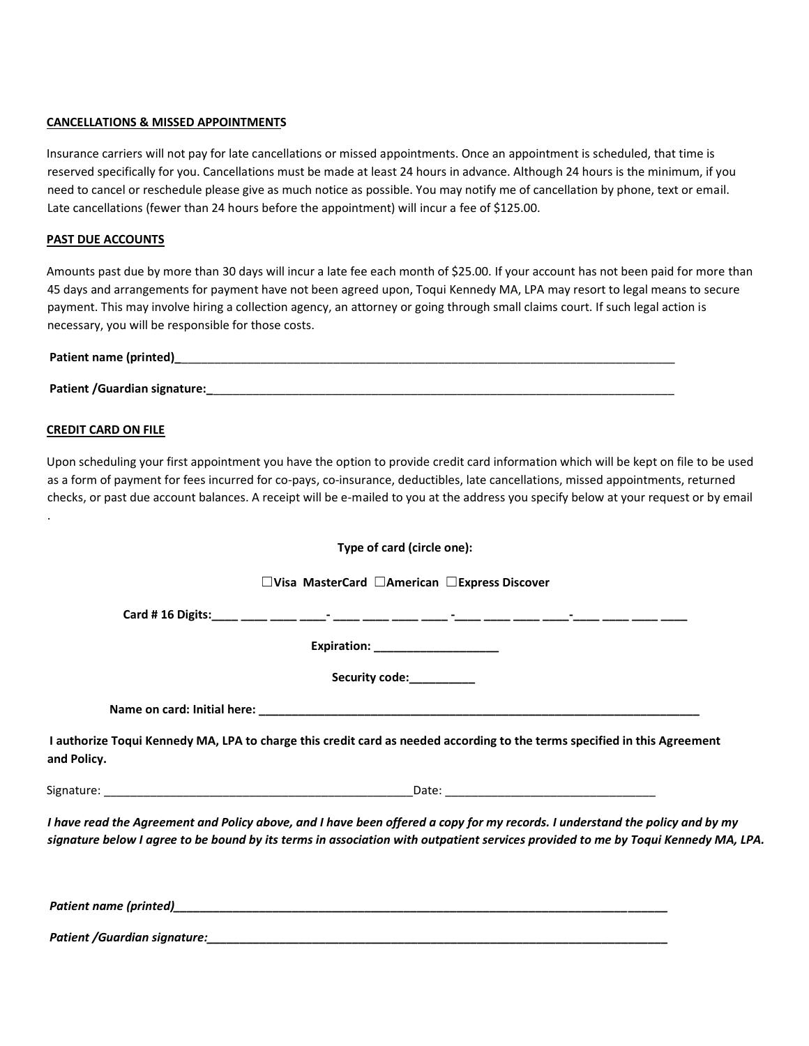**CANCELLATIONS & MISSED APPOINTMENTS**

Insurance carriers will not pay for late cancellations or missed appointments. Once an appointment is scheduled, that time is reserved specifically for you. Cancellations must be made at least 24 hours in advance. Although 24 hours is the minimum, if you need to cancel or reschedule please give as much notice as possible. You may notify me of cancellation by phone, text or email. Late cancellations (fewer than 24 hours before the appointment) will incur a fee of $125.00.

**PAST DUE ACCOUNTS**

Amounts past due by more than 30 days will incur a late fee each month of $25.00. If your account has not been paid for more than 45 days and arrangements for payment have not been agreed upon, Toqui Kennedy MA, LPA may resort to legal means to secure payment. This may involve hiring a collection agency, an attorney or going through small claims court. If such legal action is necessary, you will be responsible for those costs.

**Patient name (printed)**_______________________________________________________________________________

**Patient /Guardian signature:**___________________________________________________________________________

**CREDIT CARD ON FILE**

Upon scheduling your first appointment you have the option to provide credit card information which will be kept on file to be used as a form of payment for fees incurred for co-pays, co-insurance, deductibles, late cancellations, missed appointments, returned checks, or past due account balances. A receipt will be e-mailed to you at the address you specify below at your request or by email .

**Type of card (circle one):**

**☐Visa MasterCard ☐American ☐Express Discover**

**Card # 16 Digits:____ ____ ____ ____- ____ ____ ____ ____ -____ ____ ____ ____-____ ____ ____ ____**

**Expiration: ___________________**

**Security code:__________**

**Name on card: Initial here: ______________________________________________________________________**

**I authorize Toqui Kennedy MA, LPA to charge this credit card as needed according to the terms specified in this Agreement and Policy.**

Signature: ________________________________________________Date: ________________________________

***I have read the Agreement and Policy above, and I have been offered a copy for my records. I understand the policy and by my signature below I agree to be bound by its terms in association with outpatient services provided to me by Toqui Kennedy MA, LPA.***

***Patient name (printed)***_______________________________________________________________________________

***Patient /Guardian signature:***___________________________________________________________________________